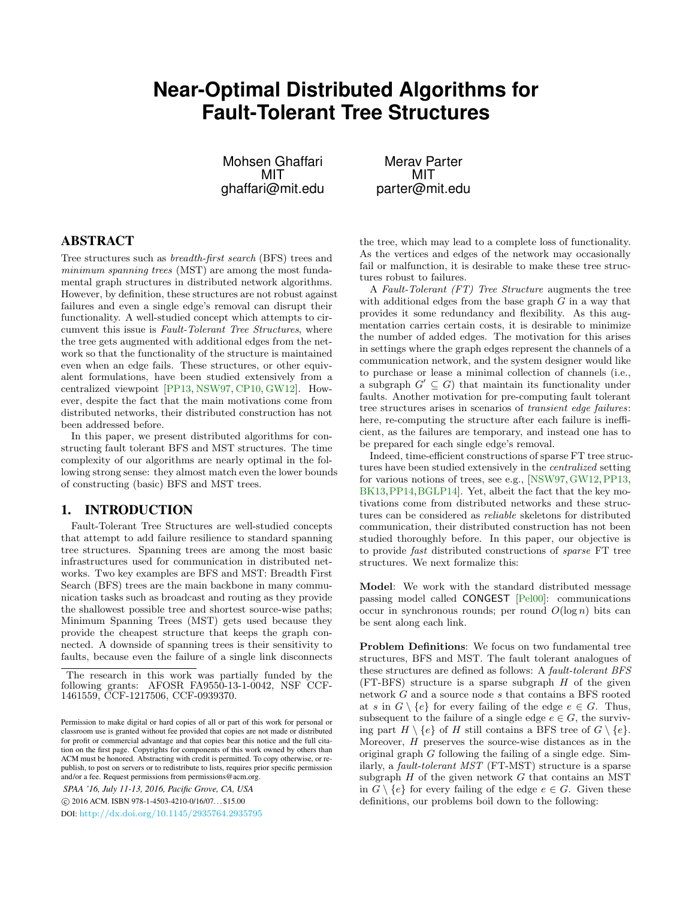# Near-Optimal Distributed Algorithms for Fault-Tolerant Tree Structures

Mohsen Ghaffari
MIT
ghaffari@mit.edu

Merav Parter
MIT
parter@mit.edu

## ABSTRACT

Tree structures such as *breadth-first search* (BFS) trees and *minimum spanning trees* (MST) are among the most fundamental graph structures in distributed network algorithms. However, by definition, these structures are not robust against failures and even a single edge's removal can disrupt their functionality. A well-studied concept which attempts to circumvent this issue is *Fault-Tolerant Tree Structures*, where the tree gets augmented with additional edges from the network so that the functionality of the structure is maintained even when an edge fails. These structures, or other equivalent formulations, have been studied extensively from a centralized viewpoint [PP13, NSW97, CP10, GW12]. However, despite the fact that the main motivations come from distributed networks, their distributed construction has not been addressed before.

In this paper, we present distributed algorithms for constructing fault tolerant BFS and MST structures. The time complexity of our algorithms are nearly optimal in the following strong sense: they almost match even the lower bounds of constructing (basic) BFS and MST trees.

## 1. INTRODUCTION

Fault-Tolerant Tree Structures are well-studied concepts that attempt to add failure resilience to standard spanning tree structures. Spanning trees are among the most basic infrastructures used for communication in distributed networks. Two key examples are BFS and MST: Breadth First Search (BFS) trees are the main backbone in many communication tasks such as broadcast and routing as they provide the shallowest possible tree and shortest source-wise paths; Minimum Spanning Trees (MST) gets used because they provide the cheapest structure that keeps the graph connected. A downside of spanning trees is their sensitivity to faults, because even the failure of a single link disconnects the tree, which may lead to a complete loss of functionality. As the vertices and edges of the network may occasionally fail or malfunction, it is desirable to make these tree structures robust to failures.

A *Fault-Tolerant (FT) Tree Structure* augments the tree with additional edges from the base graph $G$ in a way that provides it some redundancy and flexibility. As this augmentation carries certain costs, it is desirable to minimize the number of added edges. The motivation for this arises in settings where the graph edges represent the channels of a communication network, and the system designer would like to purchase or lease a minimal collection of channels (i.e., a subgraph $G' \subseteq G$) that maintain its functionality under faults. Another motivation for pre-computing fault tolerant tree structures arises in scenarios of *transient edge failures*: here, re-computing the structure after each failure is inefficient, as the failures are temporary, and instead one has to be prepared for each single edge's removal.

Indeed, time-efficient constructions of sparse FT tree structures have been studied extensively in the *centralized* setting for various notions of trees, see e.g., [NSW97, GW12, PP13, BK13, PP14, BGLP14]. Yet, albeit the fact that the key motivations come from distributed networks and these structures can be considered as *reliable* skeletons for distributed communication, their distributed construction has not been studied thoroughly before. In this paper, our objective is to provide *fast* distributed constructions of *sparse* FT tree structures. We next formalize this:

**Model**: We work with the standard distributed message passing model called CONGEST [Pel00]: communications occur in synchronous rounds; per round $O(\log n)$ bits can be sent along each link.

**Problem Definitions**: We focus on two fundamental tree structures, BFS and MST. The fault tolerant analogues of these structures are defined as follows: A *fault-tolerant BFS* (FT-BFS) structure is a sparse subgraph $H$ of the given network $G$ and a source node $s$ that contains a BFS rooted at $s$ in $G \setminus \{e\}$ for every failing of the edge $e \in G$. Thus, subsequent to the failure of a single edge $e \in G$, the surviving part $H \setminus \{e\}$ of $H$ still contains a BFS tree of $G \setminus \{e\}$. Moreover, $H$ preserves the source-wise distances as in the original graph $G$ following the failing of a single edge. Similarly, a *fault-tolerant MST* (FT-MST) structure is a sparse subgraph $H$ of the given network $G$ that contains an MST in $G \setminus \{e\}$ for every failing of the edge $e \in G$. Given these definitions, our problems boil down to the following:

The research in this work was partially funded by the following grants: AFOSR FA9550-13-1-0042, NSF CCF-1461559, CCF-1217506, CCF-0939370.

Permission to make digital or hard copies of all or part of this work for personal or classroom use is granted without fee provided that copies are not made or distributed for profit or commercial advantage and that copies bear this notice and the full citation on the first page. Copyrights for components of this work owned by others than ACM must be honored. Abstracting with credit is permitted. To copy otherwise, or republish, to post on servers or to redistribute to lists, requires prior specific permission and/or a fee. Request permissions from permissions@acm.org.

*SPAA '16, July 11-13, 2016, Pacific Grove, CA, USA*
© 2016 ACM. ISBN 978-1-4503-4210-0/16/07...$15.00
DOI: http://dx.doi.org/10.1145/2935764.2935795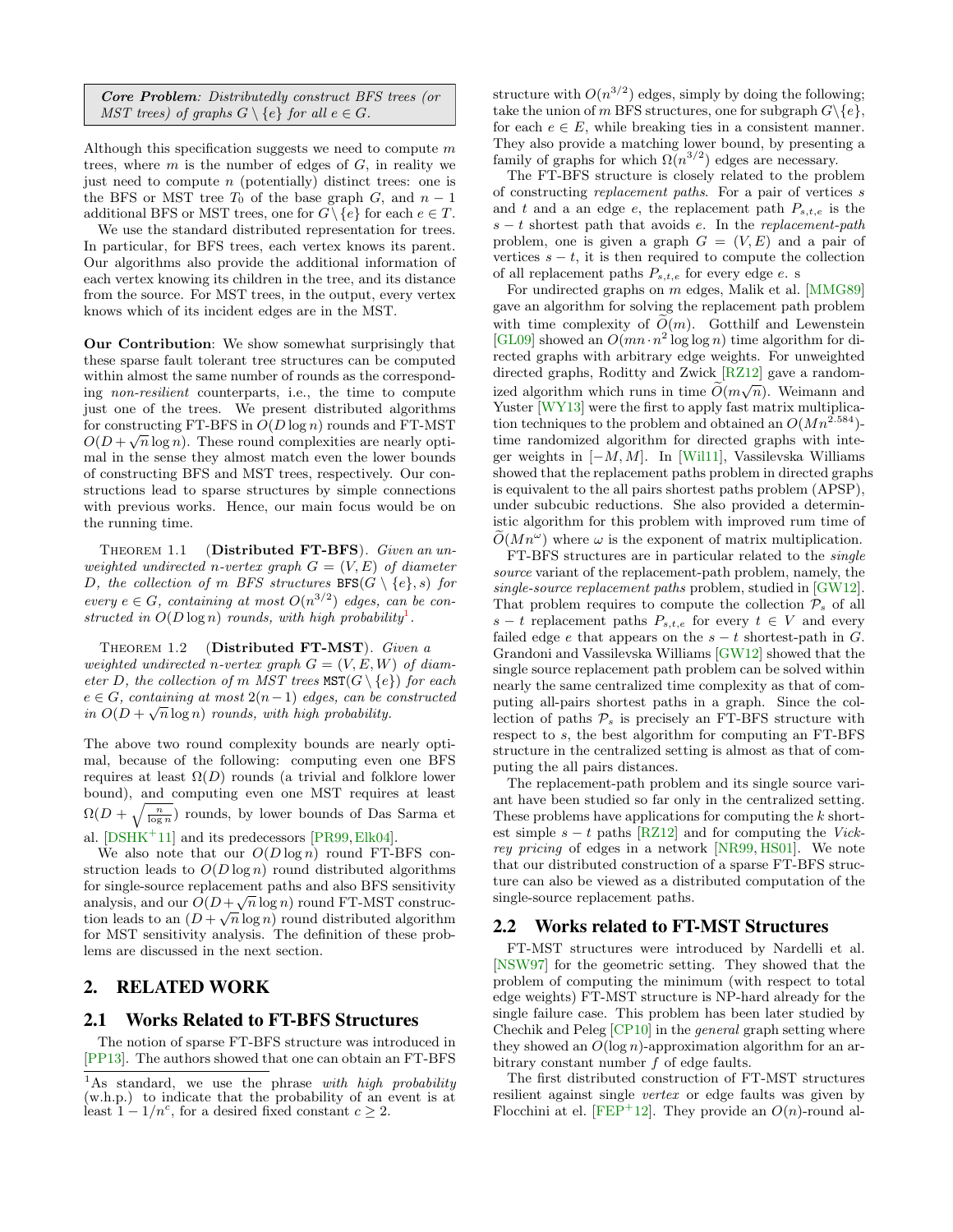> ***Core Problem**: Distributedly construct BFS trees (or MST trees) of graphs $G \setminus \{e\}$ for all $e \in G$.*

Although this specification suggests we need to compute $m$ trees, where $m$ is the number of edges of $G$, in reality we just need to compute $n$ (potentially) distinct trees: one is the BFS or MST tree $T_0$ of the base graph $G$, and $n-1$ additional BFS or MST trees, one for $G \setminus \{e\}$ for each $e \in T$.

We use the standard distributed representation for trees. In particular, for BFS trees, each vertex knows its parent. Our algorithms also provide the additional information of each vertex knowing its children in the tree, and its distance from the source. For MST trees, in the output, every vertex knows which of its incident edges are in the MST.

**Our Contribution**: We show somewhat surprisingly that these sparse fault tolerant tree structures can be computed within almost the same number of rounds as the corresponding *non-resilient* counterparts, i.e., the time to compute just one of the trees. We present distributed algorithms for constructing FT-BFS in $O(D \log n)$ rounds and FT-MST $O(D + \sqrt{n} \log n)$. These round complexities are nearly optimal in the sense they almost match even the lower bounds of constructing BFS and MST trees, respectively. Our constructions lead to sparse structures by simple connections with previous works. Hence, our main focus would be on the running time.

THEOREM 1.1 (**Distributed FT-BFS**). *Given an unweighted undirected $n$-vertex graph $G = (V, E)$ of diameter $D$, the collection of $m$ BFS structures $\mathtt{BFS}(G \setminus \{e\}, s)$ for every $e \in G$, containing at most $O(n^{3/2})$ edges, can be constructed in $O(D \log n)$ rounds, with high probability*[1].

THEOREM 1.2 (**Distributed FT-MST**). *Given a weighted undirected $n$-vertex graph $G = (V, E, W)$ of diameter $D$, the collection of $m$ MST trees $\mathtt{MST}(G \setminus \{e\})$ for each $e \in G$, containing at most $2(n-1)$ edges, can be constructed in $O(D + \sqrt{n} \log n)$ rounds, with high probability.*

The above two round complexity bounds are nearly optimal, because of the following: computing even one BFS requires at least $\Omega(D)$ rounds (a trivial and folklore lower bound), and computing even one MST requires at least $\Omega(D + \sqrt{\frac{n}{\log n}})$ rounds, by lower bounds of Das Sarma et al. [DSHK+11] and its predecessors [PR99, Elk04].

We also note that our $O(D \log n)$ round FT-BFS construction leads to $O(D \log n)$ round distributed algorithms for single-source replacement paths and also BFS sensitivity analysis, and our $O(D + \sqrt{n} \log n)$ round FT-MST construction leads to an $(D + \sqrt{n} \log n)$ round distributed algorithm for MST sensitivity analysis. The definition of these problems are discussed in the next section.

## 2. RELATED WORK

### 2.1 Works Related to FT-BFS Structures

The notion of sparse FT-BFS structure was introduced in [PP13]. The authors showed that one can obtain an FT-BFS structure with $O(n^{3/2})$ edges, simply by doing the following; take the union of $m$ BFS structures, one for subgraph $G \setminus e$, for each $e \in E$, while breaking ties in a consistent manner. They also provide a matching lower bound, by presenting a family of graphs for which $\Omega(n^{3/2})$ edges are necessary.

The FT-BFS structure is closely related to the problem of constructing *replacement paths*. For a pair of vertices $s$ and $t$ and a an edge $e$, the replacement path $P_{s,t,e}$ is the $s-t$ shortest path that avoids $e$. In the *replacement-path* problem, one is given a graph $G = (V, E)$ and a pair of vertices $s-t$, it is then required to compute the collection of all replacement paths $P_{s,t,e}$ for every edge $e$. s

For undirected graphs on $m$ edges, Malik et al. [MMG89] gave an algorithm for solving the replacement path problem with time complexity of $\widetilde{O}(m)$. Gotthilf and Lewenstein [GL09] showed an $O(mn \cdot n^2 \log \log n)$ time algorithm for directed graphs with arbitrary edge weights. For unweighted directed graphs, Roditty and Zwick [RZ12] gave a randomized algorithm which runs in time $\widetilde{O}(m\sqrt{n})$. Weimann and Yuster [WY13] were the first to apply fast matrix multiplication techniques to the problem and obtained an $O(Mn^{2.584})$-time randomized algorithm for directed graphs with integer weights in $[-M, M]$. In [Wil11], Vassilevska Williams showed that the replacement paths problem in directed graphs is equivalent to the all pairs shortest paths problem (APSP), under subcubic reductions. She also provided a deterministic algorithm for this problem with improved rum time of $\widetilde{O}(Mn^{\omega})$ where $\omega$ is the exponent of matrix multiplication.

FT-BFS structures are in particular related to the *single source* variant of the replacement-path problem, namely, the *single-source replacement paths* problem, studied in [GW12]. That problem requires to compute the collection $\mathcal{P}_s$ of all $s-t$ replacement paths $P_{s,t,e}$ for every $t \in V$ and every failed edge $e$ that appears on the $s-t$ shortest-path in $G$. Grandoni and Vassilevska Williams [GW12] showed that the single source replacement path problem can be solved within nearly the same centralized time complexity as that of computing all-pairs shortest paths in a graph. Since the collection of paths $\mathcal{P}_s$ is precisely an FT-BFS structure with respect to $s$, the best algorithm for computing an FT-BFS structure in the centralized setting is almost as that of computing the all pairs distances.

The replacement-path problem and its single source variant have been studied so far only in the centralized setting. These problems have applications for computing the $k$ shortest simple $s-t$ paths [RZ12] and for computing the *Vickrey pricing* of edges in a network [NR99, HS01]. We note that our distributed construction of a sparse FT-BFS structure can also be viewed as a distributed computation of the single-source replacement paths.

### 2.2 Works related to FT-MST Structures

FT-MST structures were introduced by Nardelli et al. [NSW97] for the geometric setting. They showed that the problem of computing the minimum (with respect to total edge weights) FT-MST structure is NP-hard already for the single failure case. This problem has been later studied by Chechik and Peleg [CP10] in the *general* graph setting where they showed an $O(\log n)$-approximation algorithm for an arbitrary constant number $f$ of edge faults.

The first distributed construction of FT-MST structures resilient against single *vertex* or edge faults was given by Flocchini et al. [FEP+12]. They provide an $O(n)$-round al-

[1] As standard, we use the phrase *with high probability* (w.h.p.) to indicate that the probability of an event is at least $1 - 1/n^c$, for a desired fixed constant $c \geq 2$.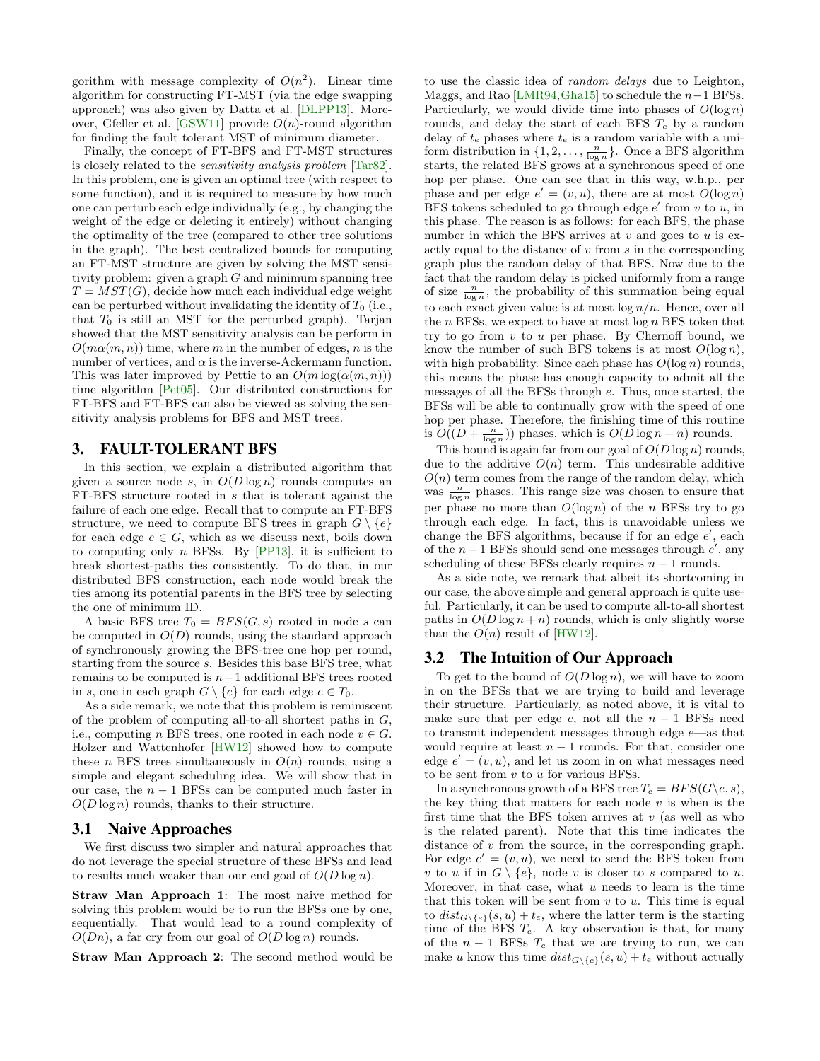gorithm with message complexity of $O(n^2)$. Linear time algorithm for constructing FT-MST (via the edge swapping approach) was also given by Datta et al. [DLPP13]. Moreover, Gfeller et al. [GSW11] provide $O(n)$-round algorithm for finding the fault tolerant MST of minimum diameter.

Finally, the concept of FT-BFS and FT-MST structures is closely related to the *sensitivity analysis problem* [Tar82]. In this problem, one is given an optimal tree (with respect to some function), and it is required to measure by how much one can perturb each edge individually (e.g., by changing the weight of the edge or deleting it entirely) without changing the optimality of the tree (compared to other tree solutions in the graph). The best centralized bounds for computing an FT-MST structure are given by solving the MST sensitivity problem: given a graph $G$ and minimum spanning tree $T = MST(G)$, decide how much each individual edge weight can be perturbed without invalidating the identity of $T_0$ (i.e., that $T_0$ is still an MST for the perturbed graph). Tarjan showed that the MST sensitivity analysis can be perform in $O(m\alpha(m,n))$ time, where $m$ in the number of edges, $n$ is the number of vertices, and $\alpha$ is the inverse-Ackermann function. This was later improved by Pettie to an $O(m\log(\alpha(m,n)))$ time algorithm [Pet05]. Our distributed constructions for FT-BFS and FT-BFS can also be viewed as solving the sensitivity analysis problems for BFS and MST trees.

## 3. FAULT-TOLERANT BFS

In this section, we explain a distributed algorithm that given a source node $s$, in $O(D\log n)$ rounds computes an FT-BFS structure rooted in $s$ that is tolerant against the failure of each one edge. Recall that to compute an FT-BFS structure, we need to compute BFS trees in graph $G \setminus \{e\}$ for each edge $e \in G$, which as we discuss next, boils down to computing only $n$ BFSs. By [PP13], it is sufficient to break shortest-paths ties consistently. To do that, in our distributed BFS construction, each node would break the ties among its potential parents in the BFS tree by selecting the one of minimum ID.

A basic BFS tree $T_0 = BFS(G, s)$ rooted in node $s$ can be computed in $O(D)$ rounds, using the standard approach of synchronously growing the BFS-tree one hop per round, starting from the source $s$. Besides this base BFS tree, what remains to be computed is $n-1$ additional BFS trees rooted in $s$, one in each graph $G \setminus \{e\}$ for each edge $e \in T_0$.

As a side remark, we note that this problem is reminiscent of the problem of computing all-to-all shortest paths in $G$, i.e., computing $n$ BFS trees, one rooted in each node $v \in G$. Holzer and Wattenhofer [HW12] showed how to compute these $n$ BFS trees simultaneously in $O(n)$ rounds, using a simple and elegant scheduling idea. We will show that in our case, the $n-1$ BFSs can be computed much faster in $O(D\log n)$ rounds, thanks to their structure.

### 3.1 Naive Approaches

We first discuss two simpler and natural approaches that do not leverage the special structure of these BFSs and lead to results much weaker than our end goal of $O(D\log n)$.

**Straw Man Approach 1**: The most naive method for solving this problem would be to run the BFSs one by one, sequentially. That would lead to a round complexity of $O(Dn)$, a far cry from our goal of $O(D\log n)$ rounds.

**Straw Man Approach 2**: The second method would be to use the classic idea of *random delays* due to Leighton, Maggs, and Rao [LMR94,Gha15] to schedule the $n-1$ BFSs. Particularly, we would divide time into phases of $O(\log n)$ rounds, and delay the start of each BFS $T_e$ by a random delay of $t_e$ phases where $t_e$ is a random variable with a uniform distribution in $\{1, 2, \ldots, \frac{n}{\log n}\}$. Once a BFS algorithm starts, the related BFS grows at a synchronous speed of one hop per phase. One can see that in this way, w.h.p., per phase and per edge $e' = (v, u)$, there are at most $O(\log n)$ BFS tokens scheduled to go through edge $e'$ from $v$ to $u$, in this phase. The reason is as follows: for each BFS, the phase number in which the BFS arrives at $v$ and goes to $u$ is exactly equal to the distance of $v$ from $s$ in the corresponding graph plus the random delay of that BFS. Now due to the fact that the random delay is picked uniformly from a range of size $\frac{n}{\log n}$, the probability of this summation being equal to each exact given value is at most $\log n/n$. Hence, over all the $n$ BFSs, we expect to have at most $\log n$ BFS token that try to go from $v$ to $u$ per phase. By Chernoff bound, we know the number of such BFS tokens is at most $O(\log n)$, with high probability. Since each phase has $O(\log n)$ rounds, this means the phase has enough capacity to admit all the messages of all the BFSs through $e$. Thus, once started, the BFSs will be able to continually grow with the speed of one hop per phase. Therefore, the finishing time of this routine is $O((D + \frac{n}{\log n}))$ phases, which is $O(D\log n + n)$ rounds.

This bound is again far from our goal of $O(D\log n)$ rounds, due to the additive $O(n)$ term. This undesirable additive $O(n)$ term comes from the range of the random delay, which was $\frac{n}{\log n}$ phases. This range size was chosen to ensure that per phase no more than $O(\log n)$ of the $n$ BFSs try to go through each edge. In fact, this is unavoidable unless we change the BFS algorithms, because if for an edge $e'$, each of the $n-1$ BFSs should send one messages through $e'$, any scheduling of these BFSs clearly requires $n-1$ rounds.

As a side note, we remark that albeit its shortcoming in our case, the above simple and general approach is quite useful. Particularly, it can be used to compute all-to-all shortest paths in $O(D\log n + n)$ rounds, which is only slightly worse than the $O(n)$ result of [HW12].

### 3.2 The Intuition of Our Approach

To get to the bound of $O(D\log n)$, we will have to zoom in on the BFSs that we are trying to build and leverage their structure. Particularly, as noted above, it is vital to make sure that per edge $e$, not all the $n-1$ BFSs need to transmit independent messages through edge $e$—as that would require at least $n-1$ rounds. For that, consider one edge $e' = (v, u)$, and let us zoom in on what messages need to be sent from $v$ to $u$ for various BFSs.

In a synchronous growth of a BFS tree $T_e = BFS(G\setminus e, s)$, the key thing that matters for each node $v$ is when is the first time that the BFS token arrives at $v$ (as well as who is the related parent). Note that this time indicates the distance of $v$ from the source, in the corresponding graph. For edge $e' = (v, u)$, we need to send the BFS token from $v$ to $u$ if in $G \setminus \{e\}$, node $v$ is closer to $s$ compared to $u$. Moreover, in that case, what $u$ needs to learn is the time that this token will be sent from $v$ to $u$. This time is equal to $dist_{G\setminus\{e\}}(s, u) + t_e$, where the latter term is the starting time of the BFS $T_e$. A key observation is that, for many of the $n-1$ BFSs $T_e$ that we are trying to run, we can make $u$ know this time $dist_{G\setminus\{e\}}(s, u) + t_e$ without actually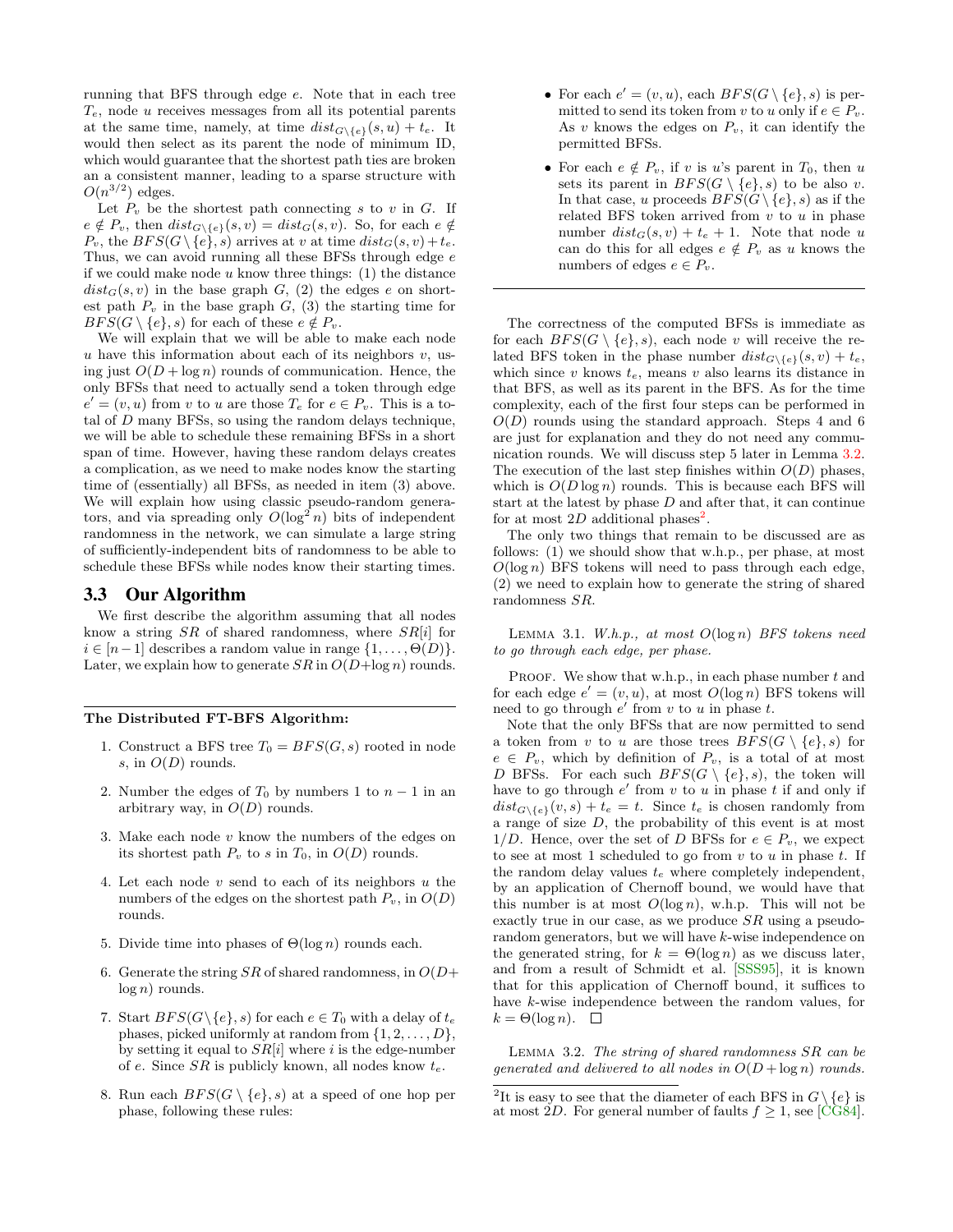running that BFS through edge $e$. Note that in each tree $T_e$, node $u$ receives messages from all its potential parents at the same time, namely, at time $dist_{G\setminus\{e\}}(s, u) + t_e$. It would then select as its parent the node of minimum ID, which would guarantee that the shortest path ties are broken an a consistent manner, leading to a sparse structure with $O(n^{3/2})$ edges.

Let $P_v$ be the shortest path connecting $s$ to $v$ in $G$. If $e \notin P_v$, then $dist_{G\setminus\{e\}}(s, v) = dist_G(s, v)$. So, for each $e \notin P_v$, the $BFS(G \setminus \{e\}, s)$ arrives at $v$ at time $dist_G(s, v) + t_e$. Thus, we can avoid running all these BFSs through edge $e$ if we could make node $u$ know three things: (1) the distance $dist_G(s, v)$ in the base graph $G$, (2) the edges $e$ on shortest path $P_v$ in the base graph $G$, (3) the starting time for $BFS(G \setminus \{e\}, s)$ for each of these $e \notin P_v$.

We will explain that we will be able to make each node $u$ have this information about each of its neighbors $v$, using just $O(D + \log n)$ rounds of communication. Hence, the only BFSs that need to actually send a token through edge $e' = (v, u)$ from $v$ to $u$ are those $T_e$ for $e \in P_v$. This is a total of $D$ many BFSs, so using the random delays technique, we will be able to schedule these remaining BFSs in a short span of time. However, having these random delays creates a complication, as we need to make nodes know the starting time of (essentially) all BFSs, as needed in item (3) above. We will explain how using classic pseudo-random generators, and via spreading only $O(\log^2 n)$ bits of independent randomness in the network, we can simulate a large string of sufficiently-independent bits of randomness to be able to schedule these BFSs while nodes know their starting times.

### 3.3 Our Algorithm

We first describe the algorithm assuming that all nodes know a string $SR$ of shared randomness, where $SR[i]$ for $i \in [n-1]$ describes a random value in range $\{1, \ldots, \Theta(D)\}$. Later, we explain how to generate $SR$ in $O(D+\log n)$ rounds.

---

**The Distributed FT-BFS Algorithm:**

1. Construct a BFS tree $T_0 = BFS(G, s)$ rooted in node $s$, in $O(D)$ rounds.
2. Number the edges of $T_0$ by numbers 1 to $n-1$ in an arbitrary way, in $O(D)$ rounds.
3. Make each node $v$ know the numbers of the edges on its shortest path $P_v$ to $s$ in $T_0$, in $O(D)$ rounds.
4. Let each node $v$ send to each of its neighbors $u$ the numbers of the edges on the shortest path $P_v$, in $O(D)$ rounds.
5. Divide time into phases of $\Theta(\log n)$ rounds each.
6. Generate the string $SR$ of shared randomness, in $O(D+\log n)$ rounds.
7. Start $BFS(G \setminus \{e\}, s)$ for each $e \in T_0$ with a delay of $t_e$ phases, picked uniformly at random from $\{1, 2, \ldots, D\}$, by setting it equal to $SR[i]$ where $i$ is the edge-number of $e$. Since $SR$ is publicly known, all nodes know $t_e$.
8. Run each $BFS(G \setminus \{e\}, s)$ at a speed of one hop per phase, following these rules:
   - For each $e' = (v, u)$, each $BFS(G \setminus \{e\}, s)$ is permitted to send its token from $v$ to $u$ only if $e \in P_v$. As $v$ knows the edges on $P_v$, it can identify the permitted BFSs.
   - For each $e \notin P_v$, if $v$ is $u$'s parent in $T_0$, then $u$ sets its parent in $BFS(G \setminus \{e\}, s)$ to be also $v$. In that case, $u$ proceeds $BFS(G \setminus \{e\}, s)$ as if the related BFS token arrived from $v$ to $u$ in phase number $dist_G(s, v) + t_e + 1$. Note that node $u$ can do this for all edges $e \notin P_v$ as $u$ knows the numbers of edges $e \in P_v$.

---

The correctness of the computed BFSs is immediate as for each $BFS(G \setminus \{e\}, s)$, each node $v$ will receive the related BFS token in the phase number $dist_{G\setminus\{e\}}(s, v) + t_e$, which since $v$ knows $t_e$, means $v$ also learns its distance in that BFS, as well as its parent in the BFS. As for the time complexity, each of the first four steps can be performed in $O(D)$ rounds using the standard approach. Steps 4 and 6 are just for explanation and they do not need any communication rounds. We will discuss step 5 later in Lemma 3.2. The execution of the last step finishes within $O(D)$ phases, which is $O(D \log n)$ rounds. This is because each BFS will start at the latest by phase $D$ and after that, it can continue for at most $2D$ additional phases[2].

The only two things that remain to be discussed are as follows: (1) we should show that w.h.p., per phase, at most $O(\log n)$ BFS tokens will need to pass through each edge, (2) we need to explain how to generate the string of shared randomness $SR$.

LEMMA 3.1. *W.h.p., at most $O(\log n)$ BFS tokens need to go through each edge, per phase.*

PROOF. We show that w.h.p., in each phase number $t$ and for each edge $e' = (v, u)$, at most $O(\log n)$ BFS tokens will need to go through $e'$ from $v$ to $u$ in phase $t$.

Note that the only BFSs that are now permitted to send a token from $v$ to $u$ are those trees $BFS(G \setminus \{e\}, s)$ for $e \in P_v$, which by definition of $P_v$, is a total of at most $D$ BFSs. For each such $BFS(G \setminus \{e\}, s)$, the token will have to go through $e'$ from $v$ to $u$ in phase $t$ if and only if $dist_{G\setminus\{e\}}(v, s) + t_e = t$. Since $t_e$ is chosen randomly from a range of size $D$, the probability of this event is at most $1/D$. Hence, over the set of $D$ BFSs for $e \in P_v$, we expect to see at most 1 scheduled to go from $v$ to $u$ in phase $t$. If the random delay values $t_e$ where completely independent, by an application of Chernoff bound, we would have that this number is at most $O(\log n)$, w.h.p. This will not be exactly true in our case, as we produce $SR$ using a pseudo-random generators, but we will have $k$-wise independence on the generated string, for $k = \Theta(\log n)$ as we discuss later, and from a result of Schmidt et al. [SSS95], it is known that for this application of Chernoff bound, it suffices to have $k$-wise independence between the random values, for $k = \Theta(\log n)$. □

LEMMA 3.2. *The string of shared randomness $SR$ can be generated and delivered to all nodes in $O(D + \log n)$ rounds.*

[2]It is easy to see that the diameter of each BFS in $G \setminus \{e\}$ is at most $2D$. For general number of faults $f \geq 1$, see [CG84].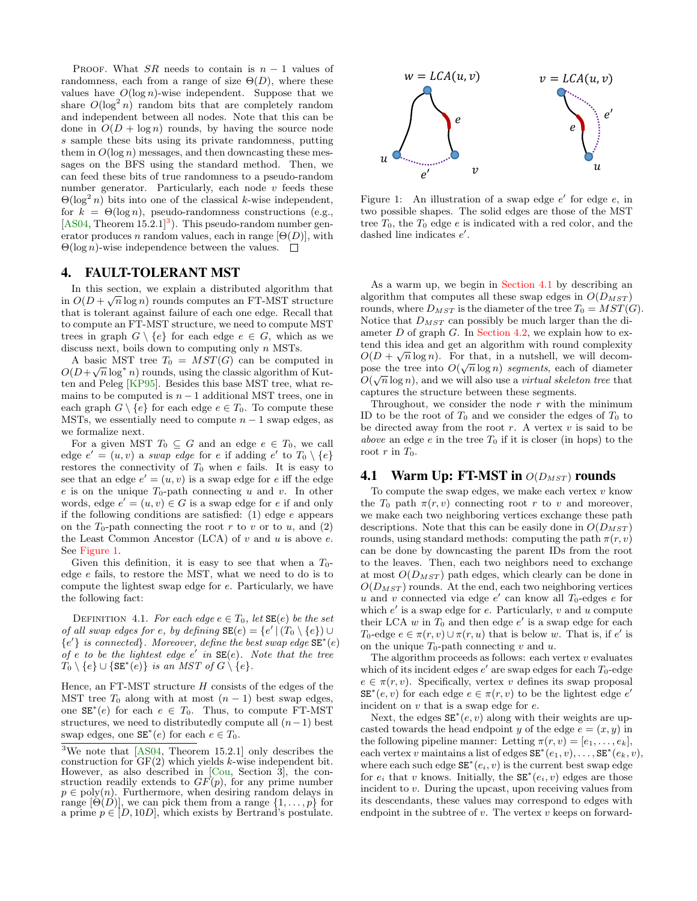PROOF. What $SR$ needs to contain is $n-1$ values of randomness, each from a range of size $\Theta(D)$, where these values have $O(\log n)$-wise independent. Suppose that we share $O(\log^2 n)$ random bits that are completely random and independent between all nodes. Note that this can be done in $O(D + \log n)$ rounds, by having the source node $s$ sample these bits using its private randomness, putting them in $O(\log n)$ messages, and then downcasting these messages on the BFS using the standard method. Then, we can feed these bits of true randomness to a pseudo-random number generator. Particularly, each node $v$ feeds these $\Theta(\log^2 n)$ bits into one of the classical $k$-wise independent, for $k = \Theta(\log n)$, pseudo-randomness constructions (e.g., [AS04, Theorem 15.2.1][3]). This pseudo-random number generator produces $n$ random values, each in range $[\Theta(D)]$, with $\Theta(\log n)$-wise independence between the values. □

## 4. FAULT-TOLERANT MST

In this section, we explain a distributed algorithm that in $O(D + \sqrt{n} \log n)$ rounds computes an FT-MST structure that is tolerant against failure of each one edge. Recall that to compute an FT-MST structure, we need to compute MST trees in graph $G \setminus \{e\}$ for each edge $e \in G$, which as we discuss next, boils down to computing only $n$ MSTs.

A basic MST tree $T_0 = MST(G)$ can be computed in $O(D + \sqrt{n} \log^* n)$ rounds, using the classic algorithm of Kutten and Peleg [KP95]. Besides this base MST tree, what remains to be computed is $n-1$ additional MST trees, one in each graph $G \setminus \{e\}$ for each edge $e \in T_0$. To compute these MSTs, we essentially need to compute $n-1$ swap edges, as we formalize next.

For a given MST $T_0 \subseteq G$ and an edge $e \in T_0$, we call edge $e' = (u, v)$ a *swap edge* for $e$ if adding $e'$ to $T_0 \setminus \{e\}$ restores the connectivity of $T_0$ when $e$ fails. It is easy to see that an edge $e' = (u, v)$ is a swap edge for $e$ iff the edge $e$ is on the unique $T_0$-path connecting $u$ and $v$. In other words, edge $e' = (u, v) \in G$ is a swap edge for $e$ if and only if the following conditions are satisfied: (1) edge $e$ appears on the $T_0$-path connecting the root $r$ to $v$ or to $u$, and (2) the Least Common Ancestor (LCA) of $v$ and $u$ is above $e$. See Figure 1.

Given this definition, it is easy to see that when a $T_0$-edge $e$ fails, to restore the MST, what we need to do is to compute the lightest swap edge for $e$. Particularly, we have the following fact:

DEFINITION 4.1. *For each edge $e \in T_0$, let $\mathtt{SE}(e)$ be the set of all swap edges for $e$, by defining $\mathtt{SE}(e) = \{e' \mid (T_0 \setminus \{e\}) \cup \{e'\}$ is connected$\}$. Moreover, define the best swap edge $\mathtt{SE}^*(e)$ of $e$ to be the lightest edge $e'$ in $\mathtt{SE}(e)$. Note that the tree $T_0 \setminus \{e\} \cup \{\mathtt{SE}^*(e)\}$ is an MST of $G \setminus \{e\}$.*

Hence, an FT-MST structure $H$ consists of the edges of the MST tree $T_0$ along with at most $(n-1)$ best swap edges, one $\mathtt{SE}^*(e)$ for each $e \in T_0$. Thus, to compute FT-MST structures, we need to distributedly compute all $(n-1)$ best swap edges, one $\mathtt{SE}^*(e)$ for each $e \in T_0$.

[3]We note that [AS04, Theorem 15.2.1] only describes the construction for GF(2) which yields $k$-wise independent bit. However, as also described in [Cou, Section 3], the construction readily extends to $GF(p)$, for any prime number $p \in \text{poly}(n)$. Furthermore, when desiring random delays in range $[\Theta(D)]$, we can pick them from a range $\{1, \dots, p\}$ for a prime $p \in [D, 10D]$, which exists by Bertrand's postulate.

Figure 1: An illustration of a swap edge $e'$ for edge $e$, in two possible shapes. The solid edges are those of the MST tree $T_0$, the $T_0$ edge $e$ is indicated with a red color, and the dashed line indicates $e'$.

As a warm up, we begin in Section 4.1 by describing an algorithm that computes all these swap edges in $O(D_{MST})$ rounds, where $D_{MST}$ is the diameter of the tree $T_0 = MST(G)$. Notice that $D_{MST}$ can possibly be much larger than the diameter $D$ of graph $G$. In Section 4.2, we explain how to extend this idea and get an algorithm with round complexity $O(D + \sqrt{n} \log n)$. For that, in a nutshell, we will decompose the tree into $O(\sqrt{n} \log n)$ *segments*, each of diameter $O(\sqrt{n} \log n)$, and we will also use a *virtual skeleton tree* that captures the structure between these segments.

Throughout, we consider the node $r$ with the minimum ID to be the root of $T_0$ and we consider the edges of $T_0$ to be directed away from the root $r$. A vertex $v$ is said to be *above* an edge $e$ in the tree $T_0$ if it is closer (in hops) to the root $r$ in $T_0$.

### 4.1 Warm Up: FT-MST in $O(D_{MST})$ rounds

To compute the swap edges, we make each vertex $v$ know the $T_0$ path $\pi(r, v)$ connecting root $r$ to $v$ and moreover, we make each two neighboring vertices exchange these path descriptions. Note that this can be easily done in $O(D_{MST})$ rounds, using standard methods: computing the path $\pi(r, v)$ can be done by downcasting the parent IDs from the root to the leaves. Then, each two neighbors need to exchange at most $O(D_{MST})$ path edges, which clearly can be done in $O(D_{MST})$ rounds. At the end, each two neighboring vertices $u$ and $v$ connected via edge $e'$ can know all $T_0$-edges $e$ for which $e'$ is a swap edge for $e$. Particularly, $v$ and $u$ compute their LCA $w$ in $T_0$ and then edge $e'$ is a swap edge for each $T_0$-edge $e \in \pi(r, v) \cup \pi(r, u)$ that is below $w$. That is, if $e'$ is on the unique $T_0$-path connecting $v$ and $u$.

The algorithm proceeds as follows: each vertex $v$ evaluates which of its incident edges $e'$ are swap edges for each $T_0$-edge $e \in \pi(r, v)$. Specifically, vertex $v$ defines its swap proposal $\mathtt{SE}^*(e, v)$ for each edge $e \in \pi(r, v)$ to be the lightest edge $e'$ incident on $v$ that is a swap edge for $e$.

Next, the edges $\mathtt{SE}^*(e, v)$ along with their weights are upcasted towards the head endpoint $y$ of the edge $e = (x, y)$ in the following pipeline manner: Letting $\pi(r, v) = [e_1, \dots, e_k]$, each vertex $v$ maintains a list of edges $\mathtt{SE}^*(e_1, v), \dots, \mathtt{SE}^*(e_k, v)$, where each such edge $\mathtt{SE}^*(e_i, v)$ is the current best swap edge for $e_i$ that $v$ knows. Initially, the $\mathtt{SE}^*(e_i, v)$ edges are those incident to $v$. During the upcast, upon receiving values from its descendants, these values may correspond to edges with endpoint in the subtree of $v$. The vertex $v$ keeps on forward-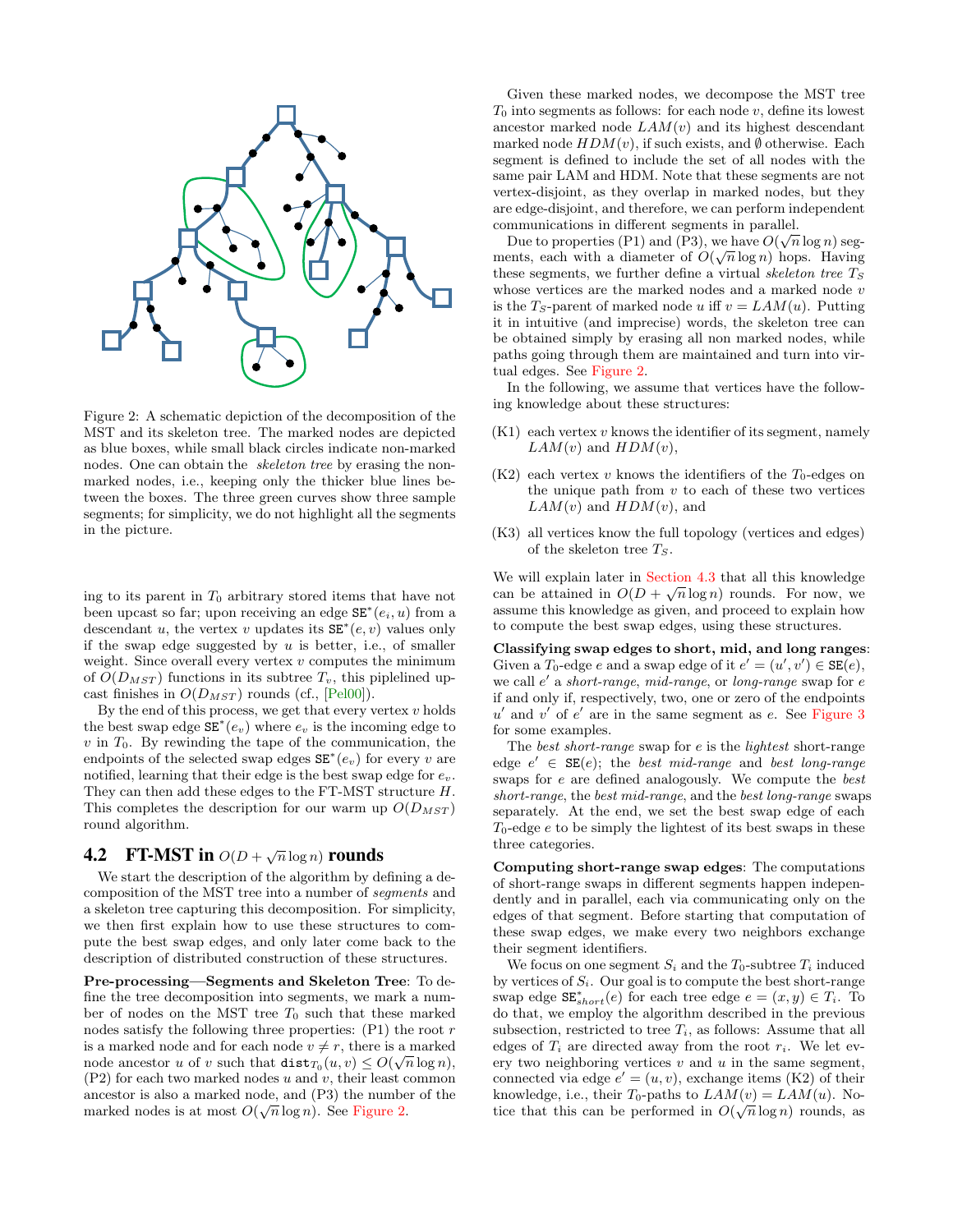Figure 2: A schematic depiction of the decomposition of the MST and its skeleton tree. The marked nodes are depicted as blue boxes, while small black circles indicate non-marked nodes. One can obtain the *skeleton tree* by erasing the non-marked nodes, i.e., keeping only the thicker blue lines between the boxes. The three green curves show three sample segments; for simplicity, we do not highlight all the segments in the picture.

ing to its parent in $T_0$ arbitrary stored items that have not been upcast so far; upon receiving an edge $\texttt{SE}^*(e_i, u)$ from a descendant $u$, the vertex $v$ updates its $\texttt{SE}^*(e, v)$ values only if the swap edge suggested by $u$ is better, i.e., of smaller weight. Since overall every vertex $v$ computes the minimum of $O(D_{MST})$ functions in its subtree $T_v$, this piplelined upcast finishes in $O(D_{MST})$ rounds (cf., [Pel00]).

By the end of this process, we get that every vertex $v$ holds the best swap edge $\texttt{SE}^*(e_v)$ where $e_v$ is the incoming edge to $v$ in $T_0$. By rewinding the tape of the communication, the endpoints of the selected swap edges $\texttt{SE}^*(e_v)$ for every $v$ are notified, learning that their edge is the best swap edge for $e_v$. They can then add these edges to the FT-MST structure $H$. This completes the description for our warm up $O(D_{MST})$ round algorithm.

## 4.2 FT-MST in $O(D + \sqrt{n}\log n)$ rounds

We start the description of the algorithm by defining a decomposition of the MST tree into a number of *segments* and a skeleton tree capturing this decomposition. For simplicity, we then first explain how to use these structures to compute the best swap edges, and only later come back to the description of distributed construction of these structures.

**Pre-processing—Segments and Skeleton Tree**: To define the tree decomposition into segments, we mark a number of nodes on the MST tree $T_0$ such that these marked nodes satisfy the following three properties: (P1) the root $r$ is a marked node and for each node $v \neq r$, there is a marked node ancestor $u$ of $v$ such that $\texttt{dist}_{T_0}(u, v) \leq O(\sqrt{n}\log n)$, (P2) for each two marked nodes $u$ and $v$, their least common ancestor is also a marked node, and (P3) the number of the marked nodes is at most $O(\sqrt{n}\log n)$. See Figure 2.

Given these marked nodes, we decompose the MST tree $T_0$ into segments as follows: for each node $v$, define its lowest ancestor marked node $LAM(v)$ and its highest descendant marked node $HDM(v)$, if such exists, and $\emptyset$ otherwise. Each segment is defined to include the set of all nodes with the same pair LAM and HDM. Note that these segments are not vertex-disjoint, as they overlap in marked nodes, but they are edge-disjoint, and therefore, we can perform independent communications in different segments in parallel.

Due to properties (P1) and (P3), we have $O(\sqrt{n}\log n)$ segments, each with a diameter of $O(\sqrt{n}\log n)$ hops. Having these segments, we further define a virtual *skeleton tree* $T_S$ whose vertices are the marked nodes and a marked node $v$ is the $T_S$-parent of marked node $u$ iff $v = LAM(u)$. Putting it in intuitive (and imprecise) words, the skeleton tree can be obtained simply by erasing all non marked nodes, while paths going through them are maintained and turn into virtual edges. See Figure 2.

In the following, we assume that vertices have the following knowledge about these structures:

- (K1) each vertex $v$ knows the identifier of its segment, namely $LAM(v)$ and $HDM(v)$,
- (K2) each vertex $v$ knows the identifiers of the $T_0$-edges on the unique path from $v$ to each of these two vertices $LAM(v)$ and $HDM(v)$, and
- (K3) all vertices know the full topology (vertices and edges) of the skeleton tree $T_S$.

We will explain later in Section 4.3 that all this knowledge can be attained in $O(D + \sqrt{n}\log n)$ rounds. For now, we assume this knowledge as given, and proceed to explain how to compute the best swap edges, using these structures.

**Classifying swap edges to short, mid, and long ranges**: Given a $T_0$-edge $e$ and a swap edge of it $e' = (u', v') \in \texttt{SE}(e)$, we call $e'$ a *short-range*, *mid-range*, or *long-range* swap for $e$ if and only if, respectively, two, one or zero of the endpoints $u'$ and $v'$ of $e'$ are in the same segment as $e$. See Figure 3 for some examples.

The *best short-range* swap for $e$ is the *lightest* short-range edge $e' \in \texttt{SE}(e)$; the *best mid-range* and *best long-range* swaps for $e$ are defined analogously. We compute the *best short-range*, the *best mid-range*, and the *best long-range* swaps separately. At the end, we set the best swap edge of each $T_0$-edge $e$ to be simply the lightest of its best swaps in these three categories.

**Computing short-range swap edges**: The computations of short-range swaps in different segments happen independently and in parallel, each via communicating only on the edges of that segment. Before starting that computation of these swap edges, we make every two neighbors exchange their segment identifiers.

We focus on one segment $S_i$ and the $T_0$-subtree $T_i$ induced by vertices of $S_i$. Our goal is to compute the best short-range swap edge $\texttt{SE}^*_{short}(e)$ for each tree edge $e = (x, y) \in T_i$. To do that, we employ the algorithm described in the previous subsection, restricted to tree $T_i$, as follows: Assume that all edges of $T_i$ are directed away from the root $r_i$. We let every two neighboring vertices $v$ and $u$ in the same segment, connected via edge $e' = (u, v)$, exchange items (K2) of their knowledge, i.e., their $T_0$-paths to $LAM(v) = LAM(u)$. Notice that this can be performed in $O(\sqrt{n}\log n)$ rounds, as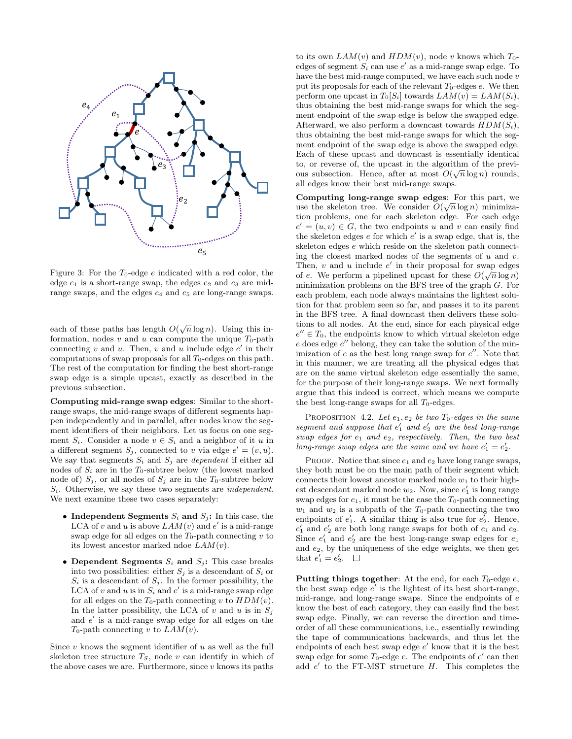Figure 3: For the $T_0$-edge $e$ indicated with a red color, the edge $e_1$ is a short-range swap, the edges $e_2$ and $e_3$ are mid-range swaps, and the edges $e_4$ and $e_5$ are long-range swaps.

each of these paths has length $O(\sqrt{n}\log n)$. Using this information, nodes $v$ and $u$ can compute the unique $T_0$-path connecting $v$ and $u$. Then, $v$ and $u$ include edge $e'$ in their computations of swap proposals for all $T_0$-edges on this path. The rest of the computation for finding the best short-range swap edge is a simple upcast, exactly as described in the previous subsection.

**Computing mid-range swap edges**: Similar to the short-range swaps, the mid-range swaps of different segments happen independently and in parallel, after nodes know the segment identifiers of their neighbors. Let us focus on one segment $S_i$. Consider a node $v \in S_i$ and a neighbor of it $u$ in a different segment $S_j$, connected to $v$ via edge $e' = (v, u)$. We say that segments $S_i$ and $S_j$ are *dependent* if either all nodes of $S_i$ are in the $T_0$-subtree below (the lowest marked node of) $S_j$, or all nodes of $S_j$ are in the $T_0$-subtree below $S_i$. Otherwise, we say these two segments are *independent*. We next examine these two cases separately:

- **Independent Segments $S_i$ and $S_j$:** In this case, the LCA of $v$ and $u$ is above $LAM(v)$ and $e'$ is a mid-range swap edge for all edges on the $T_0$-path connecting $v$ to its lowest ancestor marked ndoe $LAM(v)$.
- **Dependent Segments $S_i$ and $S_j$:** This case breaks into two possibilities: either $S_j$ is a descendant of $S_i$ or $S_i$ is a descendant of $S_j$. In the former possibility, the LCA of $v$ and $u$ is in $S_i$ and $e'$ is a mid-range swap edge for all edges on the $T_0$-path connecting $v$ to $HDM(v)$. In the latter possibility, the LCA of $v$ and $u$ is in $S_j$ and $e'$ is a mid-range swap edge for all edges on the $T_0$-path connecting $v$ to $LAM(v)$.

Since $v$ knows the segment identifier of $u$ as well as the full skeleton tree structure $T_S$, node $v$ can identify in which of the above cases we are. Furthermore, since $v$ knows its paths to its own $LAM(v)$ and $HDM(v)$, node $v$ knows which $T_0$-edges of segment $S_i$ can use $e'$ as a mid-range swap edge. To have the best mid-range computed, we have each such node $v$ put its proposals for each of the relevant $T_0$-edges $e$. We then perform one upcast in $T_0[S_i]$ towards $LAM(v) = LAM(S_i)$, thus obtaining the best mid-range swaps for which the segment endpoint of the swap edge is below the swapped edge. Afterward, we also perform a downcast towards $HDM(S_i)$, thus obtaining the best mid-range swaps for which the segment endpoint of the swap edge is above the swapped edge. Each of these upcast and downcast is essentially identical to, or reverse of, the upcast in the algorithm of the previous subsection. Hence, after at most $O(\sqrt{n}\log n)$ rounds, all edges know their best mid-range swaps.

**Computing long-range swap edges**: For this part, we use the skeleton tree. We consider $O(\sqrt{n}\log n)$ minimization problems, one for each skeleton edge. For each edge $e' = (u, v) \in G$, the two endpoints $u$ and $v$ can easily find the skeleton edges $e$ for which $e'$ is a swap edge, that is, the skeleton edges $e$ which reside on the skeleton path connecting the closest marked nodes of the segments of $u$ and $v$. Then, $v$ and $u$ include $e'$ in their proposal for swap edges of $e$. We perform a pipelined upcast for these $O(\sqrt{n}\log n)$ minimization problems on the BFS tree of the graph $G$. For each problem, each node always maintains the lightest solution for that problem seen so far, and passes it to its parent in the BFS tree. A final downcast then delivers these solutions to all nodes. At the end, since for each physical edge $e'' \in T_0$, the endpoints know to which virtual skeleton edge $e$ does edge $e''$ belong, they can take the solution of the minimization of $e$ as the best long range swap for $e''$. Note that in this manner, we are treating all the physical edges that are on the same virtual skeleton edge essentially the same, for the purpose of their long-range swaps. We next formally argue that this indeed is correct, which means we compute the best long-range swaps for all $T_0$-edges.

Proposition 4.2. *Let $e_1, e_2$ be two $T_0$-edges in the same segment and suppose that $e'_1$ and $e'_2$ are the best long-range swap edges for $e_1$ and $e_2$, respectively. Then, the two best long-range swap edges are the same and we have $e'_1 = e'_2$.*

Proof. Notice that since $e_1$ and $e_2$ have long range swaps, they both must be on the main path of their segment which connects their lowest ancestor marked node $w_1$ to their highest descendant marked node $w_2$. Now, since $e'_1$ is long range swap edges for $e_1$, it must be the case the $T_0$-path connecting $w_1$ and $w_2$ is a subpath of the $T_0$-path connecting the two endpoints of $e'_1$. A similar thing is also true for $e'_2$. Hence, $e'_1$ and $e'_2$ are both long range swaps for both of $e_1$ and $e_2$. Since $e'_1$ and $e'_2$ are the best long-range swap edges for $e_1$ and $e_2$, by the uniqueness of the edge weights, we then get that $e'_1 = e'_2$. □

**Putting things together**: At the end, for each $T_0$-edge $e$, the best swap edge $e'$ is the lightest of its best short-range, mid-range, and long-range swaps. Since the endpoints of $e$ know the best of each category, they can easily find the best swap edge. Finally, we can reverse the direction and time-order of all these communications, i.e., essentially rewinding the tape of communications backwards, and thus let the endpoints of each best swap edge $e'$ know that it is the best swap edge for some $T_0$-edge $e$. The endpoints of $e'$ can then add $e'$ to the FT-MST structure $H$. This completes the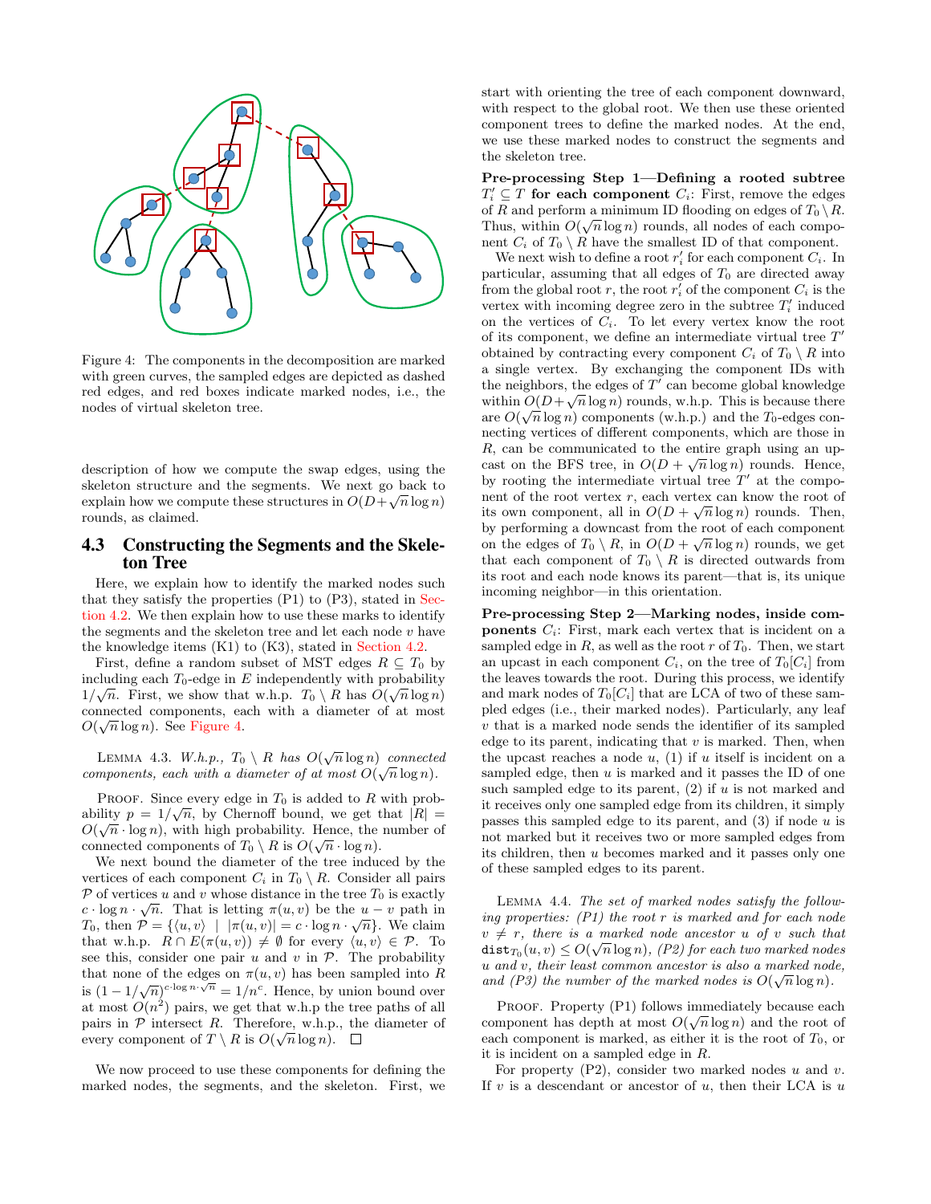Figure 4: The components in the decomposition are marked with green curves, the sampled edges are depicted as dashed red edges, and red boxes indicate marked nodes, i.e., the nodes of virtual skeleton tree.

description of how we compute the swap edges, using the skeleton structure and the segments. We next go back to explain how we compute these structures in $O(D+\sqrt{n}\log n)$ rounds, as claimed.

## 4.3 Constructing the Segments and the Skeleton Tree

Here, we explain how to identify the marked nodes such that they satisfy the properties (P1) to (P3), stated in Section 4.2. We then explain how to use these marks to identify the segments and the skeleton tree and let each node $v$ have the knowledge items (K1) to (K3), stated in Section 4.2.

First, define a random subset of MST edges $R \subseteq T_0$ by including each $T_0$-edge in $E$ independently with probability $1/\sqrt{n}$. First, we show that w.h.p. $T_0 \setminus R$ has $O(\sqrt{n}\log n)$ connected components, each with a diameter of at most $O(\sqrt{n}\log n)$. See Figure 4.

LEMMA 4.3. *W.h.p., $T_0 \setminus R$ has $O(\sqrt{n}\log n)$ connected components, each with a diameter of at most $O(\sqrt{n}\log n)$.*

PROOF. Since every edge in $T_0$ is added to $R$ with probability $p = 1/\sqrt{n}$, by Chernoff bound, we get that $|R| = O(\sqrt{n}\cdot\log n)$, with high probability. Hence, the number of connected components of $T_0 \setminus R$ is $O(\sqrt{n}\cdot\log n)$.

We next bound the diameter of the tree induced by the vertices of each component $C_i$ in $T_0 \setminus R$. Consider all pairs $\mathcal{P}$ of vertices $u$ and $v$ whose distance in the tree $T_0$ is exactly $c\cdot\log n\cdot\sqrt{n}$. That is letting $\pi(u,v)$ be the $u-v$ path in $T_0$, then $\mathcal{P} = \{\langle u,v\rangle \mid |\pi(u,v)| = c\cdot\log n\cdot\sqrt{n}\}$. We claim that w.h.p. $R \cap E(\pi(u,v)) \neq \emptyset$ for every $\langle u,v\rangle \in \mathcal{P}$. To see this, consider one pair $u$ and $v$ in $\mathcal{P}$. The probability that none of the edges on $\pi(u,v)$ has been sampled into $R$ is $(1-1/\sqrt{n})^{c\cdot\log n\cdot\sqrt{n}} = 1/n^c$. Hence, by union bound over at most $O(n^2)$ pairs, we get that w.h.p the tree paths of all pairs in $\mathcal{P}$ intersect $R$. Therefore, w.h.p., the diameter of every component of $T \setminus R$ is $O(\sqrt{n}\log n)$. □

We now proceed to use these components for defining the marked nodes, the segments, and the skeleton. First, we start with orienting the tree of each component downward, with respect to the global root. We then use these oriented component trees to define the marked nodes. At the end, we use these marked nodes to construct the segments and the skeleton tree.

**Pre-processing Step 1—Defining a rooted subtree $T_i' \subseteq T$ for each component $C_i$:** First, remove the edges of $R$ and perform a minimum ID flooding on edges of $T_0 \setminus R$. Thus, within $O(\sqrt{n}\log n)$ rounds, all nodes of each component $C_i$ of $T_0 \setminus R$ have the smallest ID of that component.

We next wish to define a root $r_i'$ for each component $C_i$. In particular, assuming that all edges of $T_0$ are directed away from the global root $r$, the root $r_i'$ of the component $C_i$ is the vertex with incoming degree zero in the subtree $T_i'$ induced on the vertices of $C_i$. To let every vertex know the root of its component, we define an intermediate virtual tree $T'$ obtained by contracting every component $C_i$ of $T_0 \setminus R$ into a single vertex. By exchanging the component IDs with the neighbors, the edges of $T'$ can become global knowledge within $O(D+\sqrt{n}\log n)$ rounds, w.h.p. This is because there are $O(\sqrt{n}\log n)$ components (w.h.p.) and the $T_0$-edges connecting vertices of different components, which are those in $R$, can be communicated to the entire graph using an upcast on the BFS tree, in $O(D+\sqrt{n}\log n)$ rounds. Hence, by rooting the intermediate virtual tree $T'$ at the component of the root vertex $r$, each vertex can know the root of its own component, all in $O(D+\sqrt{n}\log n)$ rounds. Then, by performing a downcast from the root of each component on the edges of $T_0 \setminus R$, in $O(D+\sqrt{n}\log n)$ rounds, we get that each component of $T_0 \setminus R$ is directed outwards from its root and each node knows its parent—that is, its unique incoming neighbor—in this orientation.

**Pre-processing Step 2—Marking nodes, inside components $C_i$:** First, mark each vertex that is incident on a sampled edge in $R$, as well as the root $r$ of $T_0$. Then, we start an upcast in each component $C_i$, on the tree of $T_0[C_i]$ from the leaves towards the root. During this process, we identify and mark nodes of $T_0[C_i]$ that are LCA of two of these sampled edges (i.e., their marked nodes). Particularly, any leaf $v$ that is a marked node sends the identifier of its sampled edge to its parent, indicating that $v$ is marked. Then, when the upcast reaches a node $u$, (1) if $u$ itself is incident on a sampled edge, then $u$ is marked and it passes the ID of one such sampled edge to its parent, (2) if $u$ is not marked and it receives only one sampled edge from its children, it simply passes this sampled edge to its parent, and (3) if node $u$ is not marked but it receives two or more sampled edges from its children, then $u$ becomes marked and it passes only one of these sampled edges to its parent.

LEMMA 4.4. *The set of marked nodes satisfy the following properties: (P1) the root $r$ is marked and for each node $v \neq r$, there is a marked node ancestor $u$ of $v$ such that $\mathtt{dist}_{T_0}(u,v) \leq O(\sqrt{n}\log n)$, (P2) for each two marked nodes $u$ and $v$, their least common ancestor is also a marked node, and (P3) the number of the marked nodes is $O(\sqrt{n}\log n)$.*

PROOF. Property (P1) follows immediately because each component has depth at most $O(\sqrt{n}\log n)$ and the root of each component is marked, as either it is the root of $T_0$, or it is incident on a sampled edge in $R$.

For property (P2), consider two marked nodes $u$ and $v$. If $v$ is a descendant or ancestor of $u$, then their LCA is $u$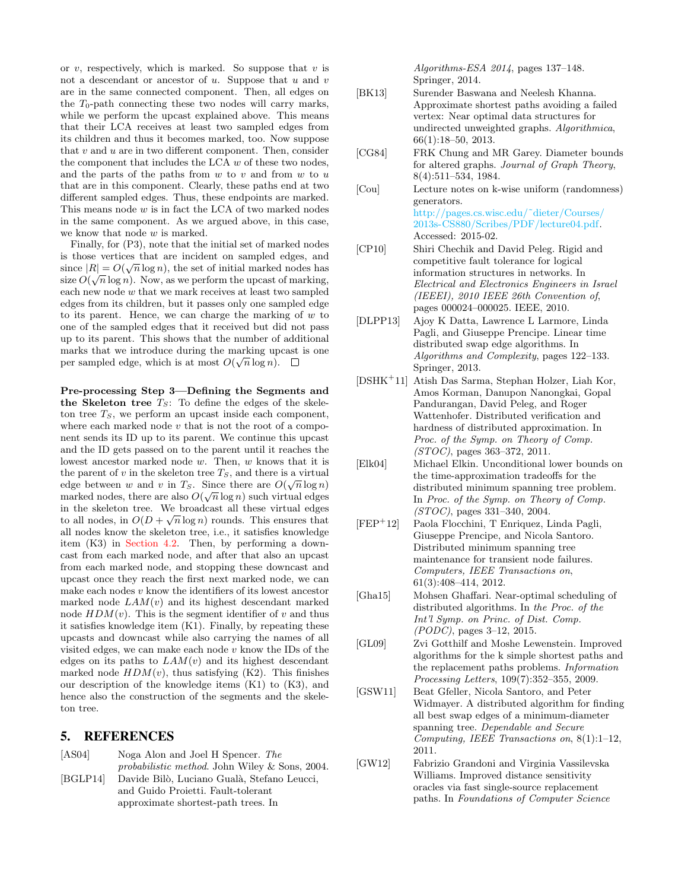or $v$, respectively, which is marked. So suppose that $v$ is not a descendant or ancestor of $u$. Suppose that $u$ and $v$ are in the same connected component. Then, all edges on the $T_0$-path connecting these two nodes will carry marks, while we perform the upcast explained above. This means that their LCA receives at least two sampled edges from its children and thus it becomes marked, too. Now suppose that $v$ and $u$ are in two different component. Then, consider the component that includes the LCA $w$ of these two nodes, and the parts of the paths from $w$ to $v$ and from $w$ to $u$ that are in this component. Clearly, these paths end at two different sampled edges. Thus, these endpoints are marked. This means node $w$ is in fact the LCA of two marked nodes in the same component. As we argued above, in this case, we know that node $w$ is marked.

Finally, for (P3), note that the initial set of marked nodes is those vertices that are incident on sampled edges, and since $|R| = O(\sqrt{n}\log n)$, the set of initial marked nodes has size $O(\sqrt{n}\log n)$. Now, as we perform the upcast of marking, each new node $w$ that we mark receives at least two sampled edges from its children, but it passes only one sampled edge to its parent. Hence, we can charge the marking of $w$ to one of the sampled edges that it received but did not pass up to its parent. This shows that the number of additional marks that we introduce during the marking upcast is one per sampled edge, which is at most $O(\sqrt{n}\log n)$. □

**Pre-processing Step 3—Defining the Segments and the Skeleton tree** $T_S$: To define the edges of the skeleton tree $T_S$, we perform an upcast inside each component, where each marked node $v$ that is not the root of a component sends its ID up to its parent. We continue this upcast and the ID gets passed on to the parent until it reaches the lowest ancestor marked node $w$. Then, $w$ knows that it is the parent of $v$ in the skeleton tree $T_S$, and there is a virtual edge between $w$ and $v$ in $T_S$. Since there are $O(\sqrt{n}\log n)$ marked nodes, there are also $O(\sqrt{n}\log n)$ such virtual edges in the skeleton tree. We broadcast all these virtual edges to all nodes, in $O(D + \sqrt{n}\log n)$ rounds. This ensures that all nodes know the skeleton tree, i.e., it satisfies knowledge item (K3) in Section 4.2. Then, by performing a downcast from each marked node, and after that also an upcast from each marked node, and stopping these downcast and upcast once they reach the first next marked node, we can make each nodes $v$ know the identifiers of its lowest ancestor marked node $LAM(v)$ and its highest descendant marked node $HDM(v)$. This is the segment identifier of $v$ and thus it satisfies knowledge item (K1). Finally, by repeating these upcasts and downcast while also carrying the names of all visited edges, we can make each node $v$ know the IDs of the edges on its paths to $LAM(v)$ and its highest descendant marked node $HDM(v)$, thus satisfying (K2). This finishes our description of the knowledge items (K1) to (K3), and hence also the construction of the segments and the skeleton tree.

# 5. REFERENCES

[AS04] Noga Alon and Joel H Spencer. *The probabilistic method*. John Wiley & Sons, 2004.

[BGLP14] Davide Bilò, Luciano Gualà, Stefano Leucci, and Guido Proietti. Fault-tolerant approximate shortest-path trees. In *Algorithms-ESA 2014*, pages 137–148. Springer, 2014.

[BK13] Surender Baswana and Neelesh Khanna. Approximate shortest paths avoiding a failed vertex: Near optimal data structures for undirected unweighted graphs. *Algorithmica*, 66(1):18–50, 2013.

[CG84] FRK Chung and MR Garey. Diameter bounds for altered graphs. *Journal of Graph Theory*, 8(4):511–534, 1984.

[Cou] Lecture notes on k-wise uniform (randomness) generators. http://pages.cs.wisc.edu/~dieter/Courses/2013s-CS880/Scribes/PDF/lecture04.pdf. Accessed: 2015-02.

[CP10] Shiri Chechik and David Peleg. Rigid and competitive fault tolerance for logical information structures in networks. In *Electrical and Electronics Engineers in Israel (IEEEI), 2010 IEEE 26th Convention of*, pages 000024–000025. IEEE, 2010.

[DLPP13] Ajoy K Datta, Lawrence L Larmore, Linda Pagli, and Giuseppe Prencipe. Linear time distributed swap edge algorithms. In *Algorithms and Complexity*, pages 122–133. Springer, 2013.

[DSHK+11] Atish Das Sarma, Stephan Holzer, Liah Kor, Amos Korman, Danupon Nanongkai, Gopal Pandurangan, David Peleg, and Roger Wattenhofer. Distributed verification and hardness of distributed approximation. In *Proc. of the Symp. on Theory of Comp. (STOC)*, pages 363–372, 2011.

[Elk04] Michael Elkin. Unconditional lower bounds on the time-approximation tradeoffs for the distributed minimum spanning tree problem. In *Proc. of the Symp. on Theory of Comp. (STOC)*, pages 331–340, 2004.

[FEP+12] Paola Flocchini, T Enriquez, Linda Pagli, Giuseppe Prencipe, and Nicola Santoro. Distributed minimum spanning tree maintenance for transient node failures. *Computers, IEEE Transactions on*, 61(3):408–414, 2012.

[Gha15] Mohsen Ghaffari. Near-optimal scheduling of distributed algorithms. In *the Proc. of the Int'l Symp. on Princ. of Dist. Comp. (PODC)*, pages 3–12, 2015.

[GL09] Zvi Gotthilf and Moshe Lewenstein. Improved algorithms for the k simple shortest paths and the replacement paths problems. *Information Processing Letters*, 109(7):352–355, 2009.

[GSW11] Beat Gfeller, Nicola Santoro, and Peter Widmayer. A distributed algorithm for finding all best swap edges of a minimum-diameter spanning tree. *Dependable and Secure Computing, IEEE Transactions on*, 8(1):1–12, 2011.

[GW12] Fabrizio Grandoni and Virginia Vassilevska Williams. Improved distance sensitivity oracles via fast single-source replacement paths. In *Foundations of Computer Science*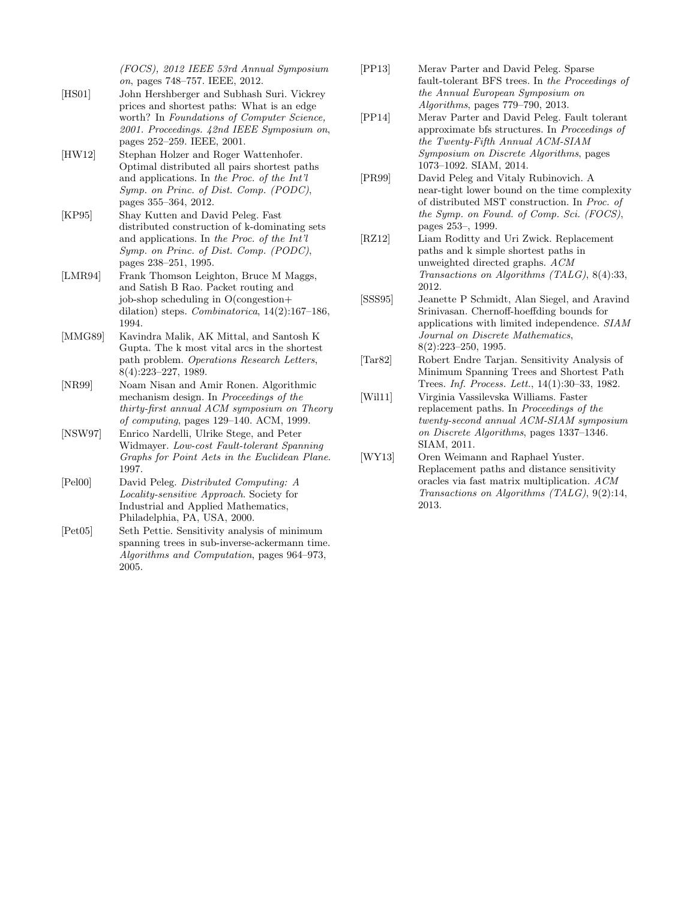*(FOCS), 2012 IEEE 53rd Annual Symposium on*, pages 748–757. IEEE, 2012.

[HS01] John Hershberger and Subhash Suri. Vickrey prices and shortest paths: What is an edge worth? In *Foundations of Computer Science, 2001. Proceedings. 42nd IEEE Symposium on*, pages 252–259. IEEE, 2001.

[HW12] Stephan Holzer and Roger Wattenhofer. Optimal distributed all pairs shortest paths and applications. In *the Proc. of the Int'l Symp. on Princ. of Dist. Comp. (PODC)*, pages 355–364, 2012.

[KP95] Shay Kutten and David Peleg. Fast distributed construction of k-dominating sets and applications. In *the Proc. of the Int'l Symp. on Princ. of Dist. Comp. (PODC)*, pages 238–251, 1995.

[LMR94] Frank Thomson Leighton, Bruce M Maggs, and Satish B Rao. Packet routing and job-shop scheduling in O(congestion+ dilation) steps. *Combinatorica*, 14(2):167–186, 1994.

[MMG89] Kavindra Malik, AK Mittal, and Santosh K Gupta. The k most vital arcs in the shortest path problem. *Operations Research Letters*, 8(4):223–227, 1989.

[NR99] Noam Nisan and Amir Ronen. Algorithmic mechanism design. In *Proceedings of the thirty-first annual ACM symposium on Theory of computing*, pages 129–140. ACM, 1999.

[NSW97] Enrico Nardelli, Ulrike Stege, and Peter Widmayer. *Low-cost Fault-tolerant Spanning Graphs for Point Aets in the Euclidean Plane*. 1997.

[Pel00] David Peleg. *Distributed Computing: A Locality-sensitive Approach*. Society for Industrial and Applied Mathematics, Philadelphia, PA, USA, 2000.

[Pet05] Seth Pettie. Sensitivity analysis of minimum spanning trees in sub-inverse-ackermann time. *Algorithms and Computation*, pages 964–973, 2005.

[PP13] Merav Parter and David Peleg. Sparse fault-tolerant BFS trees. In *the Proceedings of the Annual European Symposium on Algorithms*, pages 779–790, 2013.

[PP14] Merav Parter and David Peleg. Fault tolerant approximate bfs structures. In *Proceedings of the Twenty-Fifth Annual ACM-SIAM Symposium on Discrete Algorithms*, pages 1073–1092. SIAM, 2014.

[PR99] David Peleg and Vitaly Rubinovich. A near-tight lower bound on the time complexity of distributed MST construction. In *Proc. of the Symp. on Found. of Comp. Sci. (FOCS)*, pages 253–, 1999.

[RZ12] Liam Roditty and Uri Zwick. Replacement paths and k simple shortest paths in unweighted directed graphs. *ACM Transactions on Algorithms (TALG)*, 8(4):33, 2012.

[SSS95] Jeanette P Schmidt, Alan Siegel, and Aravind Srinivasan. Chernoff-hoeffding bounds for applications with limited independence. *SIAM Journal on Discrete Mathematics*, 8(2):223–250, 1995.

[Tar82] Robert Endre Tarjan. Sensitivity Analysis of Minimum Spanning Trees and Shortest Path Trees. *Inf. Process. Lett.*, 14(1):30–33, 1982.

[Wil11] Virginia Vassilevska Williams. Faster replacement paths. In *Proceedings of the twenty-second annual ACM-SIAM symposium on Discrete Algorithms*, pages 1337–1346. SIAM, 2011.

[WY13] Oren Weimann and Raphael Yuster. Replacement paths and distance sensitivity oracles via fast matrix multiplication. *ACM Transactions on Algorithms (TALG)*, 9(2):14, 2013.